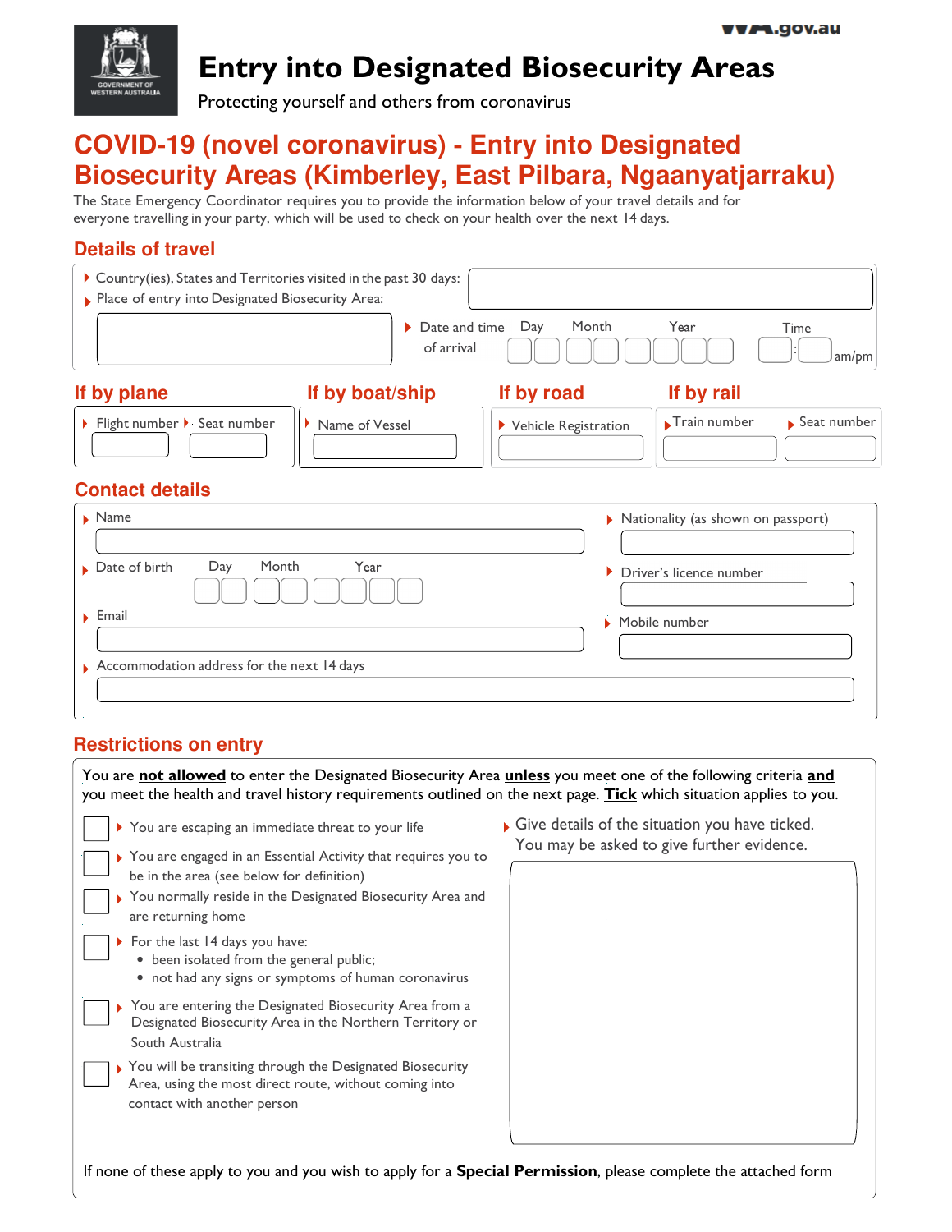# Entry into Designated Biosecurity Areas

Protecting yourself and others from coronavirus

## COVID-19 (novel coronavirus) - Entry into Designated Biosecurity Areas (Kimberley, East Pilbara, Ngaanyatjarraku)

The State Emergency Coordinator requires you to provide the information below of your travel details and for everyone travelling in your party, which will be used to check on your health over the next 14 days.

### Details of travel

- Country(ies), States and Territories visited in the past 30 days:
- Place of entry into Designated Biosecurity Area:
- Date and time of arrival — Day / Month / Year — Time : am/pm

### If by plane

- Flight number
- Seat number

### If by boat/ship

- Name of Vessel

### If by road

- Vehicle Registration

### If by rail

- Train number
- Seat number

### Contact details

- Name
- Nationality (as shown on passport)
- Date of birth — Day / Month / Year
- Driver's licence number
- Email
- Mobile number
- Accommodation address for the next 14 days

### Restrictions on entry

You are **not allowed** to enter the Designated Biosecurity Area **unless** you meet one of the following criteria **and** you meet the health and travel history requirements outlined on the next page. **Tick** which situation applies to you.

- ☐ You are escaping an immediate threat to your life
- ☐ You are engaged in an Essential Activity that requires you to be in the area (see below for definition)
- ☐ You normally reside in the Designated Biosecurity Area and are returning home
- ☐ For the last 14 days you have:
  - been isolated from the general public;
  - not had any signs or symptoms of human coronavirus
- ☐ You are entering the Designated Biosecurity Area from a Designated Biosecurity Area in the Northern Territory or South Australia
- ☐ You will be transiting through the Designated Biosecurity Area, using the most direct route, without coming into contact with another person

- Give details of the situation you have ticked. You may be asked to give further evidence.

If none of these apply to you and you wish to apply for a **Special Permission**, please complete the attached form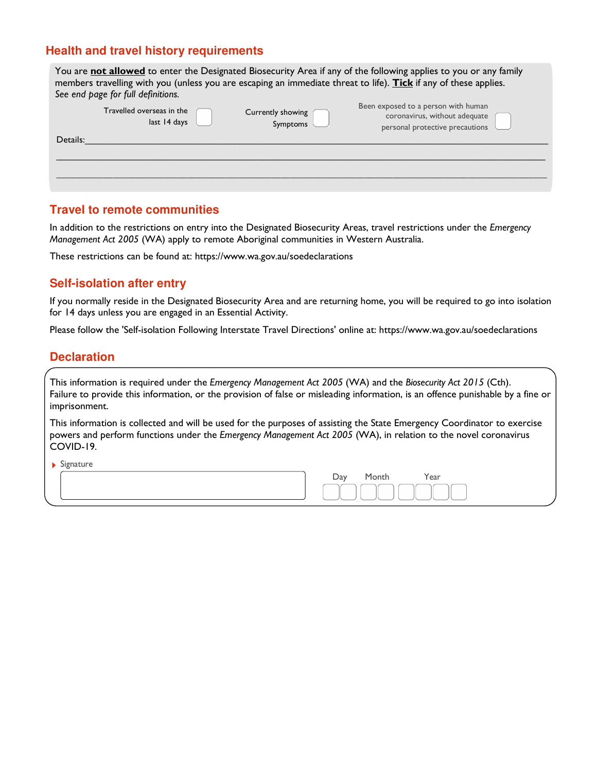## Health and travel history requirements

You are **not allowed** to enter the Designated Biosecurity Area if any of the following applies to you or any family members travelling with you (unless you are escaping an immediate threat to life). **Tick** if any of these applies.
*See end page for full definitions.*

Travelled overseas in the last 14 days ☐ Currently showing Symptoms ☐ Been exposed to a person with human coronavirus, without adequate personal protective precautions ☐

Details:\_\_\_\_\_\_\_\_\_\_\_\_\_\_\_\_\_\_\_\_\_\_\_\_\_\_\_\_\_\_\_\_\_\_\_\_\_\_\_\_\_\_\_\_\_\_\_\_\_\_\_\_\_\_\_\_\_\_\_\_\_\_\_\_\_\_\_\_\_\_\_\_\_\_\_\_\_\_

\_\_\_\_\_\_\_\_\_\_\_\_\_\_\_\_\_\_\_\_\_\_\_\_\_\_\_\_\_\_\_\_\_\_\_\_\_\_\_\_\_\_\_\_\_\_\_\_\_\_\_\_\_\_\_\_\_\_\_\_\_\_\_\_\_\_\_\_\_\_\_\_\_\_\_\_\_\_\_\_\_\_\_\_\_\_

\_\_\_\_\_\_\_\_\_\_\_\_\_\_\_\_\_\_\_\_\_\_\_\_\_\_\_\_\_\_\_\_\_\_\_\_\_\_\_\_\_\_\_\_\_\_\_\_\_\_\_\_\_\_\_\_\_\_\_\_\_\_\_\_\_\_\_\_\_\_\_\_\_\_\_\_\_\_\_\_\_\_\_\_\_\_

## Travel to remote communities

In addition to the restrictions on entry into the Designated Biosecurity Areas, travel restrictions under the *Emergency Management Act 2005* (WA) apply to remote Aboriginal communities in Western Australia.

These restrictions can be found at: https://www.wa.gov.au/soedeclarations

## Self-isolation after entry

If you normally reside in the Designated Biosecurity Area and are returning home, you will be required to go into isolation for 14 days unless you are engaged in an Essential Activity.

Please follow the 'Self-isolation Following Interstate Travel Directions' online at: https://www.wa.gov.au/soedeclarations

## Declaration

This information is required under the *Emergency Management Act 2005* (WA) and the *Biosecurity Act 2015* (Cth). Failure to provide this information, or the provision of false or misleading information, is an offence punishable by a fine or imprisonment.

This information is collected and will be used for the purposes of assisting the State Emergency Coordinator to exercise powers and perform functions under the *Emergency Management Act 2005* (WA), in relation to the novel coronavirus COVID-19.

Signature

Day Month Year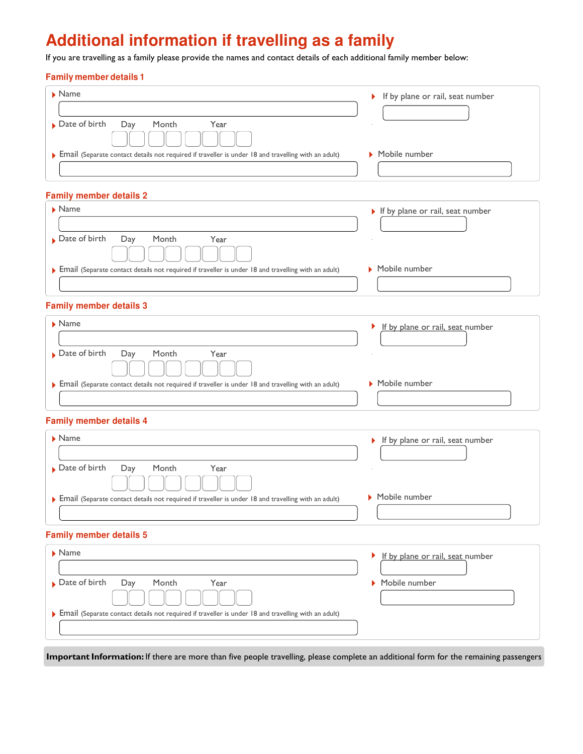# Additional information if travelling as a family

If you are travelling as a family please provide the names and contact details of each additional family member below:

## Family member details 1

- Name
- If by plane or rail, seat number
- Date of birth Day Month Year
- Email (Separate contact details not required if traveller is under 18 and travelling with an adult)
- Mobile number

## Family member details 2

- Name
- If by plane or rail, seat number
- Date of birth Day Month Year
- Email (Separate contact details not required if traveller is under 18 and travelling with an adult)
- Mobile number

## Family member details 3

- Name
- If by plane or rail, seat number
- Date of birth Day Month Year
- Email (Separate contact details not required if traveller is under 18 and travelling with an adult)
- Mobile number

## Family member details 4

- Name
- If by plane or rail, seat number
- Date of birth Day Month Year
- Email (Separate contact details not required if traveller is under 18 and travelling with an adult)
- Mobile number

## Family member details 5

- Name
- If by plane or rail, seat number
- Date of birth Day Month Year
- Mobile number
- Email (Separate contact details not required if traveller is under 18 and travelling with an adult)

**Important Information:** If there are more than five people travelling, please complete an additional form for the remaining passengers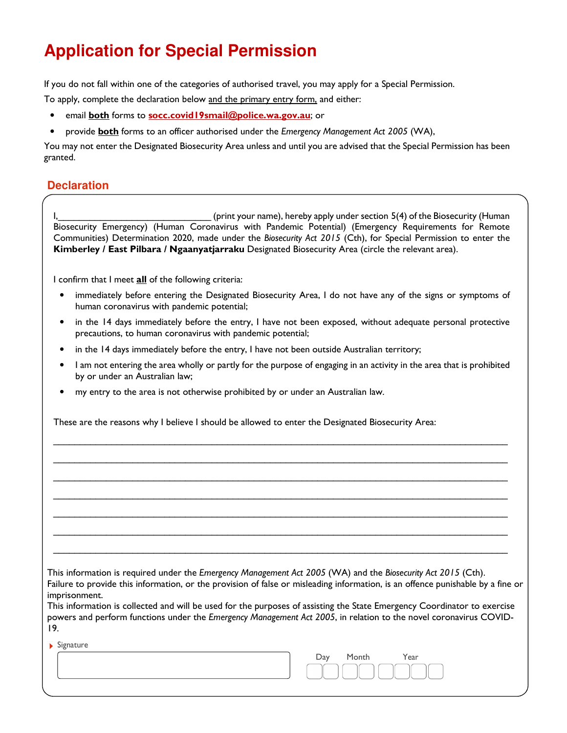# Application for Special Permission

If you do not fall within one of the categories of authorised travel, you may apply for a Special Permission.

To apply, complete the declaration below and the primary entry form, and either:

- email **both** forms to **socc.covid19smail@police.wa.gov.au**; or
- provide **both** forms to an officer authorised under the *Emergency Management Act 2005* (WA),

You may not enter the Designated Biosecurity Area unless and until you are advised that the Special Permission has been granted.

## Declaration

I,______________________________ (print your name), hereby apply under section 5(4) of the Biosecurity (Human Biosecurity Emergency) (Human Coronavirus with Pandemic Potential) (Emergency Requirements for Remote Communities) Determination 2020, made under the *Biosecurity Act 2015* (Cth), for Special Permission to enter the **Kimberley / East Pilbara / Ngaanyatjarraku** Designated Biosecurity Area (circle the relevant area).

I confirm that I meet **all** of the following criteria:

- immediately before entering the Designated Biosecurity Area, I do not have any of the signs or symptoms of human coronavirus with pandemic potential;
- in the 14 days immediately before the entry, I have not been exposed, without adequate personal protective precautions, to human coronavirus with pandemic potential;
- in the 14 days immediately before the entry, I have not been outside Australian territory;
- I am not entering the area wholly or partly for the purpose of engaging in an activity in the area that is prohibited by or under an Australian law;
- my entry to the area is not otherwise prohibited by or under an Australian law.

These are the reasons why I believe I should be allowed to enter the Designated Biosecurity Area:

______________________________________________________________________________

______________________________________________________________________________

______________________________________________________________________________

______________________________________________________________________________

______________________________________________________________________________

______________________________________________________________________________

______________________________________________________________________________

This information is required under the *Emergency Management Act 2005* (WA) and the *Biosecurity Act 2015* (Cth). Failure to provide this information, or the provision of false or misleading information, is an offence punishable by a fine or imprisonment.
This information is collected and will be used for the purposes of assisting the State Emergency Coordinator to exercise powers and perform functions under the *Emergency Management Act 2005*, in relation to the novel coronavirus COVID-19.

Signature

Day Month Year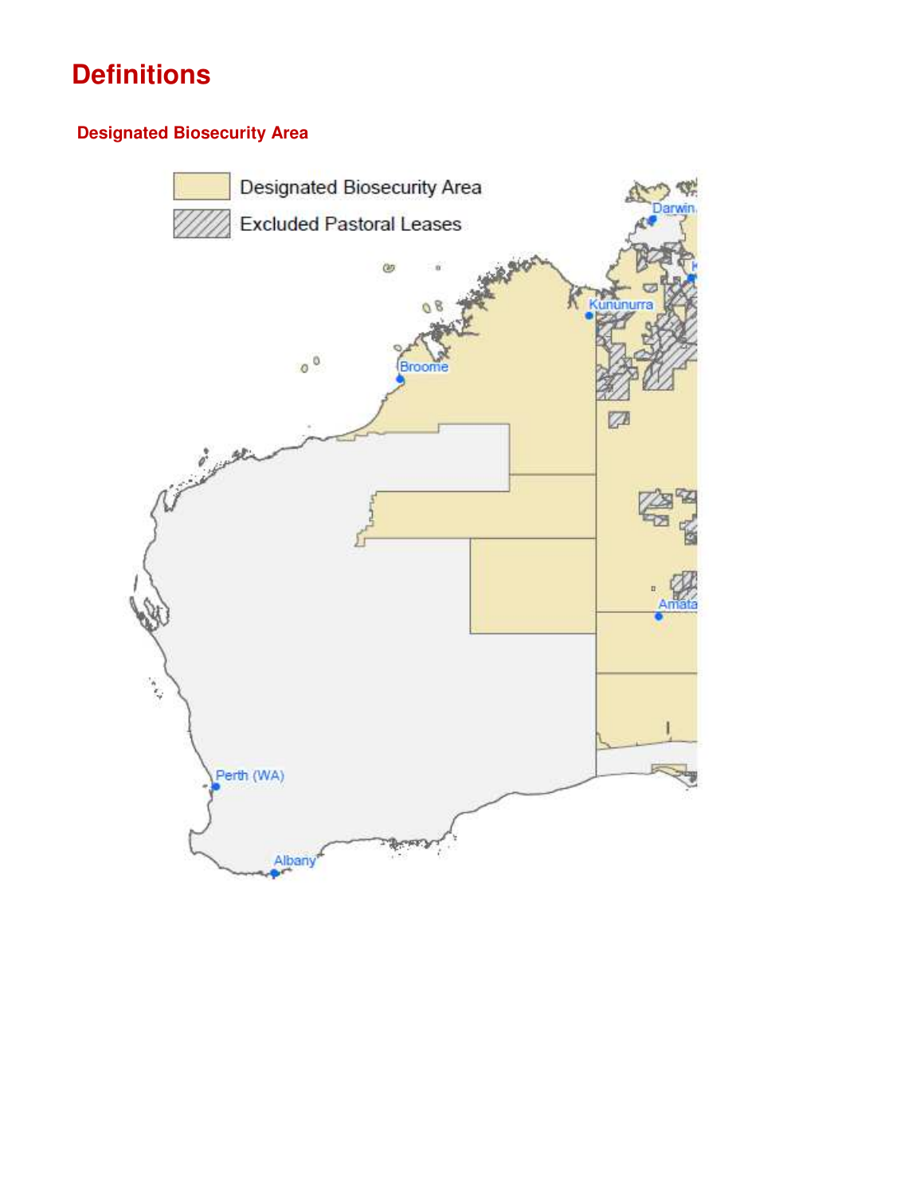# Definitions

## Designated Biosecurity Area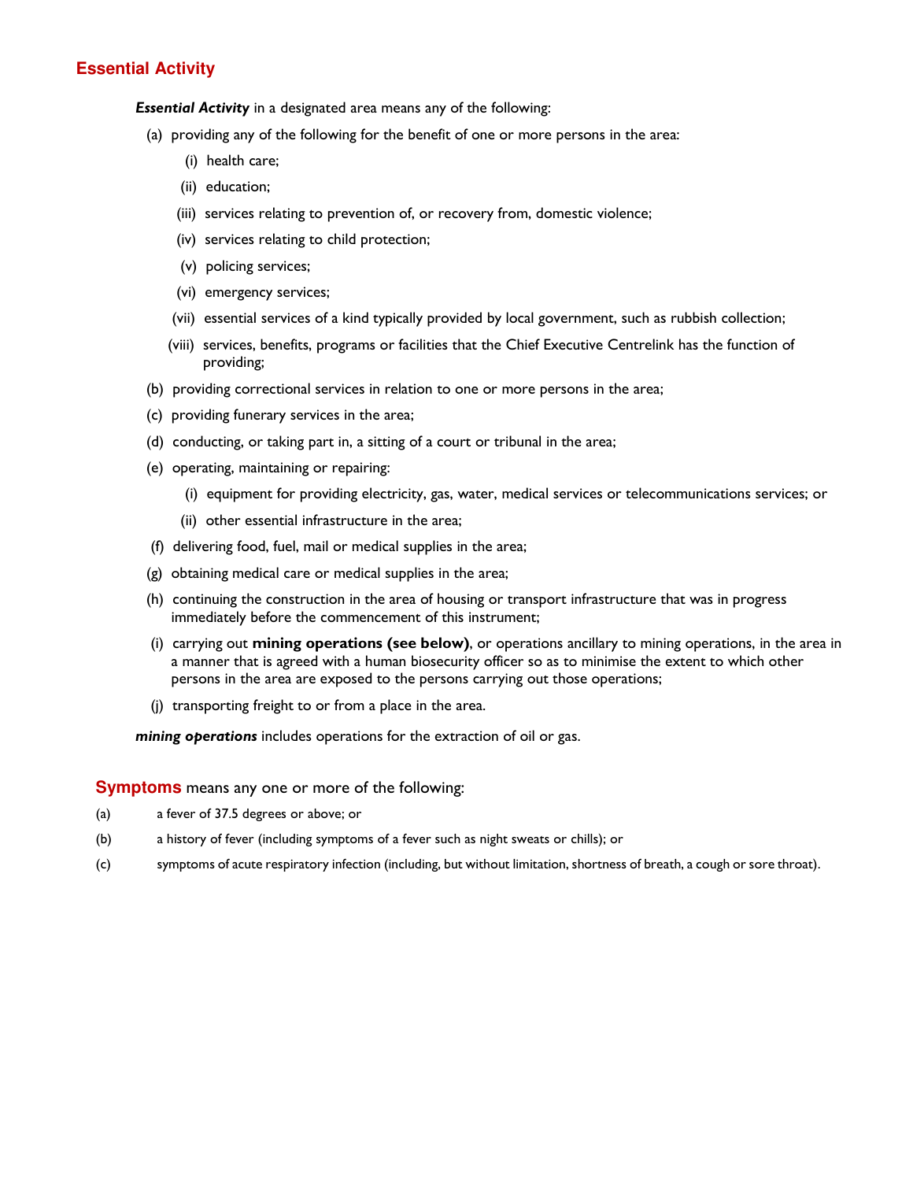## Essential Activity

***Essential Activity*** in a designated area means any of the following:

(a) providing any of the following for the benefit of one or more persons in the area:

  (i) health care;

  (ii) education;

  (iii) services relating to prevention of, or recovery from, domestic violence;

  (iv) services relating to child protection;

  (v) policing services;

  (vi) emergency services;

  (vii) essential services of a kind typically provided by local government, such as rubbish collection;

  (viii) services, benefits, programs or facilities that the Chief Executive Centrelink has the function of providing;

(b) providing correctional services in relation to one or more persons in the area;

(c) providing funerary services in the area;

(d) conducting, or taking part in, a sitting of a court or tribunal in the area;

(e) operating, maintaining or repairing:

  (i) equipment for providing electricity, gas, water, medical services or telecommunications services; or

  (ii) other essential infrastructure in the area;

(f) delivering food, fuel, mail or medical supplies in the area;

(g) obtaining medical care or medical supplies in the area;

(h) continuing the construction in the area of housing or transport infrastructure that was in progress immediately before the commencement of this instrument;

(i) carrying out **mining operations (see below)**, or operations ancillary to mining operations, in the area in a manner that is agreed with a human biosecurity officer so as to minimise the extent to which other persons in the area are exposed to the persons carrying out those operations;

(j) transporting freight to or from a place in the area.

***mining operations*** includes operations for the extraction of oil or gas.

**Symptoms** means any one or more of the following:

(a) a fever of 37.5 degrees or above; or

(b) a history of fever (including symptoms of a fever such as night sweats or chills); or

(c) symptoms of acute respiratory infection (including, but without limitation, shortness of breath, a cough or sore throat).